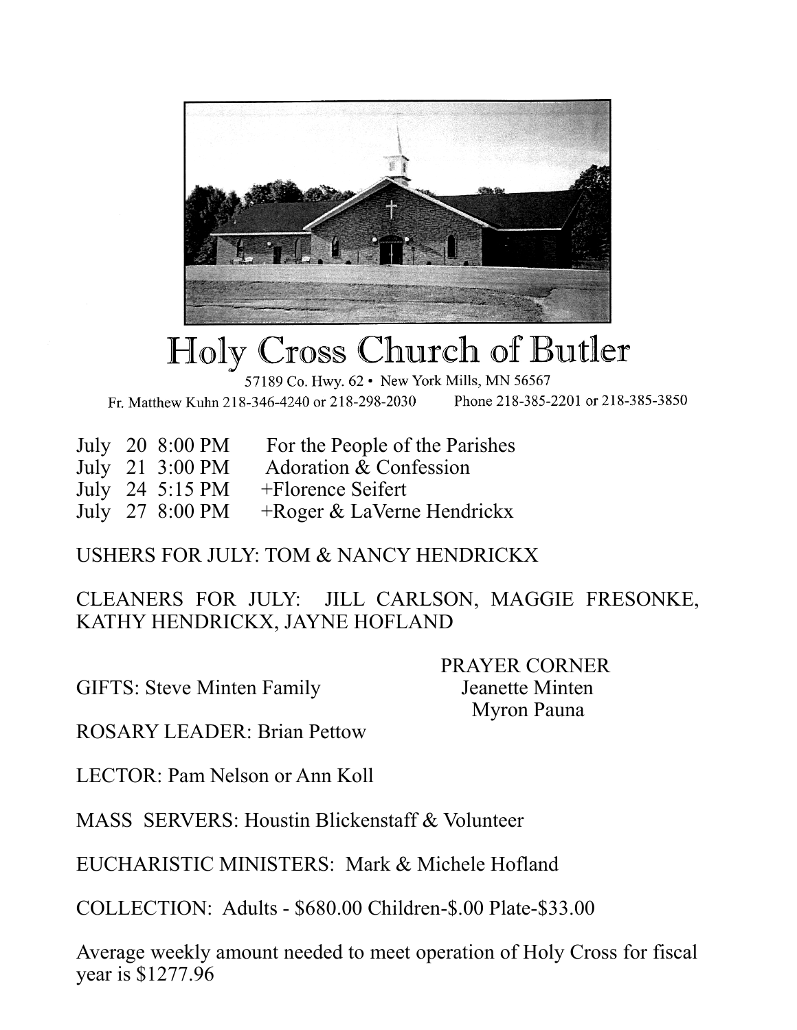# Holy Cross Church of Butler

57189 Co. Hwy. 62 • New York Mills, MN 56567

Fr. Matthew Kuhn 218-346-4240 or 218-298-2030 Phone 218-385-2201 or 218-385-3850

| | | |
|---|---|---|
| July 20 | 8:00 PM | For the People of the Parishes |
| July 21 | 3:00 PM | Adoration & Confession |
| July 24 | 5:15 PM | +Florence Seifert |
| July 27 | 8:00 PM | +Roger & LaVerne Hendrickx |

USHERS FOR JULY: TOM & NANCY HENDRICKX

CLEANERS FOR JULY: JILL CARLSON, MAGGIE FRESONKE, KATHY HENDRICKX, JAYNE HOFLAND

GIFTS: Steve Minten Family

ROSARY LEADER: Brian Pettow

LECTOR: Pam Nelson or Ann Koll

MASS SERVERS: Houstin Blickenstaff & Volunteer

EUCHARISTIC MINISTERS: Mark & Michele Hofland

COLLECTION: Adults - $680.00 Children-$.00 Plate-$33.00

Average weekly amount needed to meet operation of Holy Cross for fiscal year is $1277.96

PRAYER CORNER
Jeanette Minten
Myron Pauna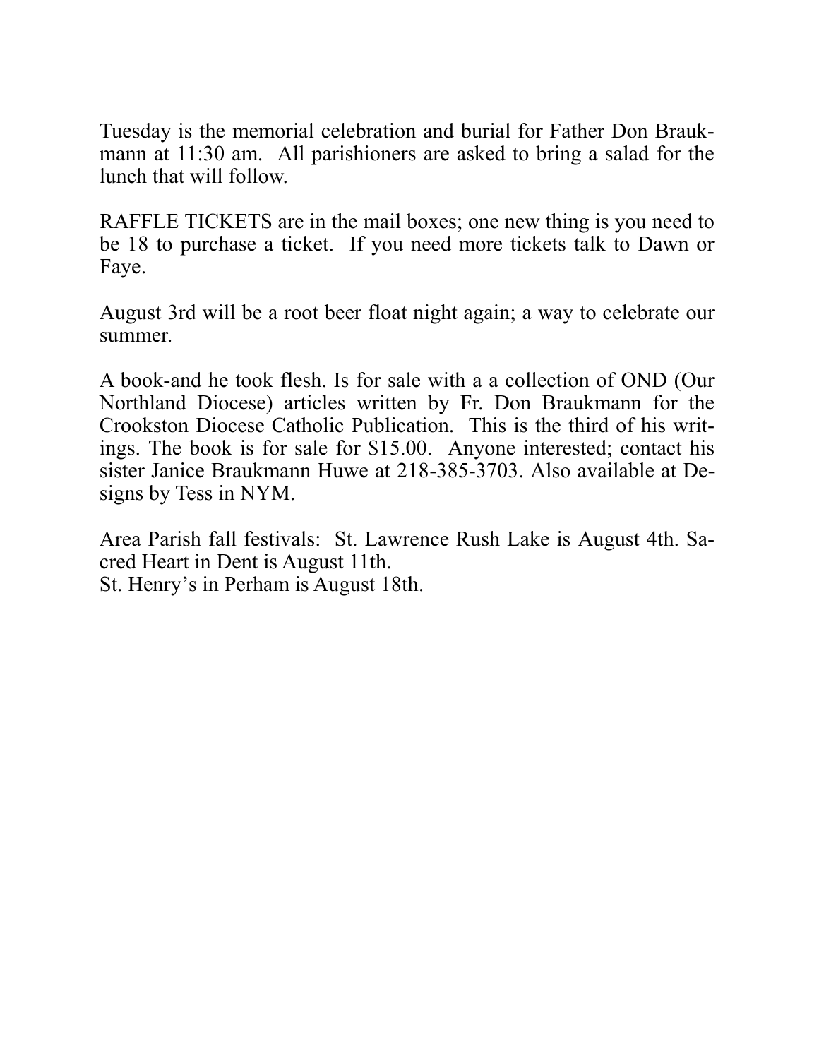Tuesday is the memorial celebration and burial for Father Don Braukmann at 11:30 am. All parishioners are asked to bring a salad for the lunch that will follow.

RAFFLE TICKETS are in the mail boxes; one new thing is you need to be 18 to purchase a ticket. If you need more tickets talk to Dawn or Faye.

August 3rd will be a root beer float night again; a way to celebrate our summer.

A book-and he took flesh. Is for sale with a a collection of OND (Our Northland Diocese) articles written by Fr. Don Braukmann for the Crookston Diocese Catholic Publication. This is the third of his writings. The book is for sale for $15.00. Anyone interested; contact his sister Janice Braukmann Huwe at 218-385-3703. Also available at Designs by Tess in NYM.

Area Parish fall festivals: St. Lawrence Rush Lake is August 4th. Sacred Heart in Dent is August 11th.
St. Henry's in Perham is August 18th.